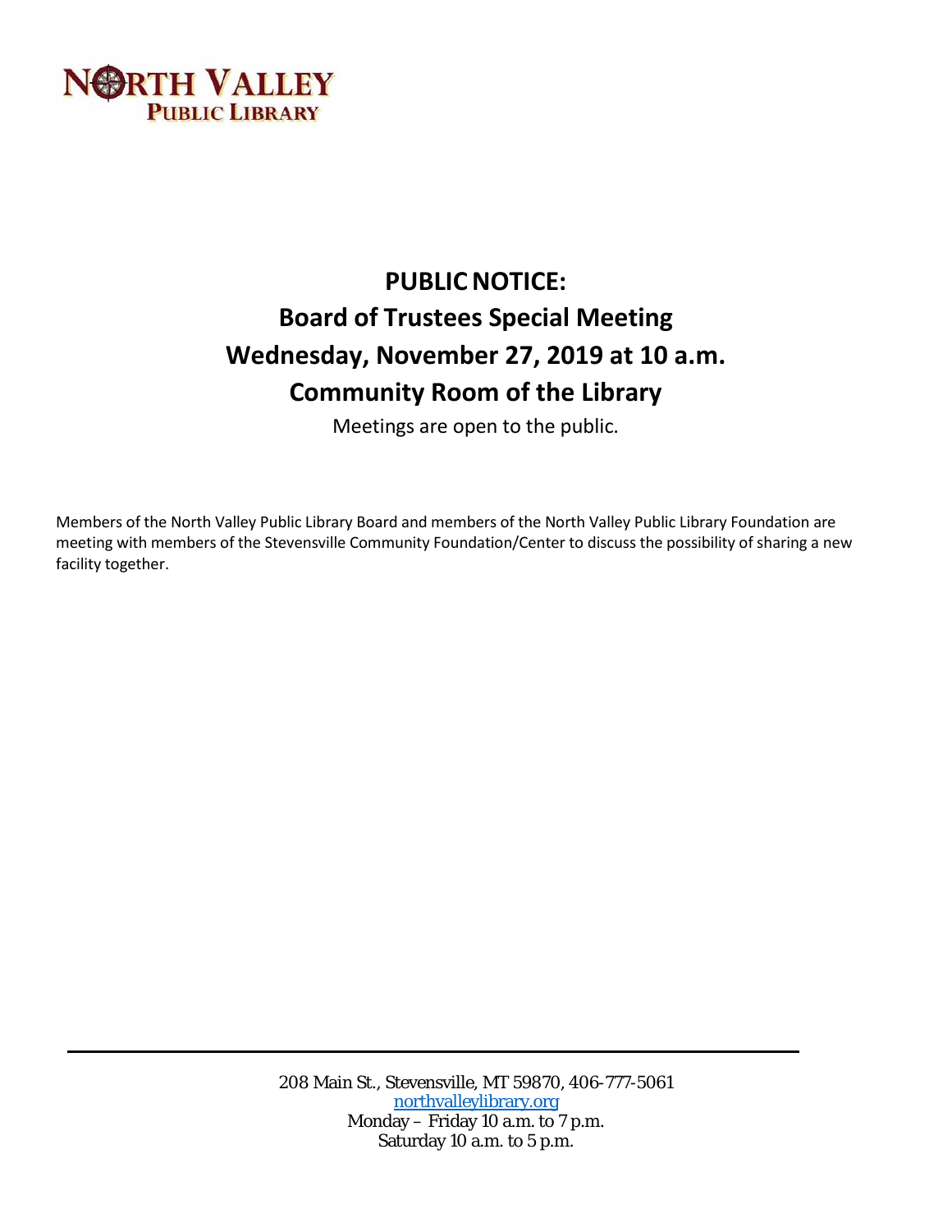NORTH VALLEY
PUBLIC LIBRARY

# PUBLIC NOTICE:
# Board of Trustees Special Meeting
# Wednesday, November 27, 2019 at 10 a.m.
# Community Room of the Library

Meetings are open to the public.

Members of the North Valley Public Library Board and members of the North Valley Public Library Foundation are meeting with members of the Stevensville Community Foundation/Center to discuss the possibility of sharing a new facility together.

---

208 Main St., Stevensville, MT 59870, 406-777-5061
northvalleylibrary.org
Monday – Friday 10 a.m. to 7 p.m.
Saturday 10 a.m. to 5 p.m.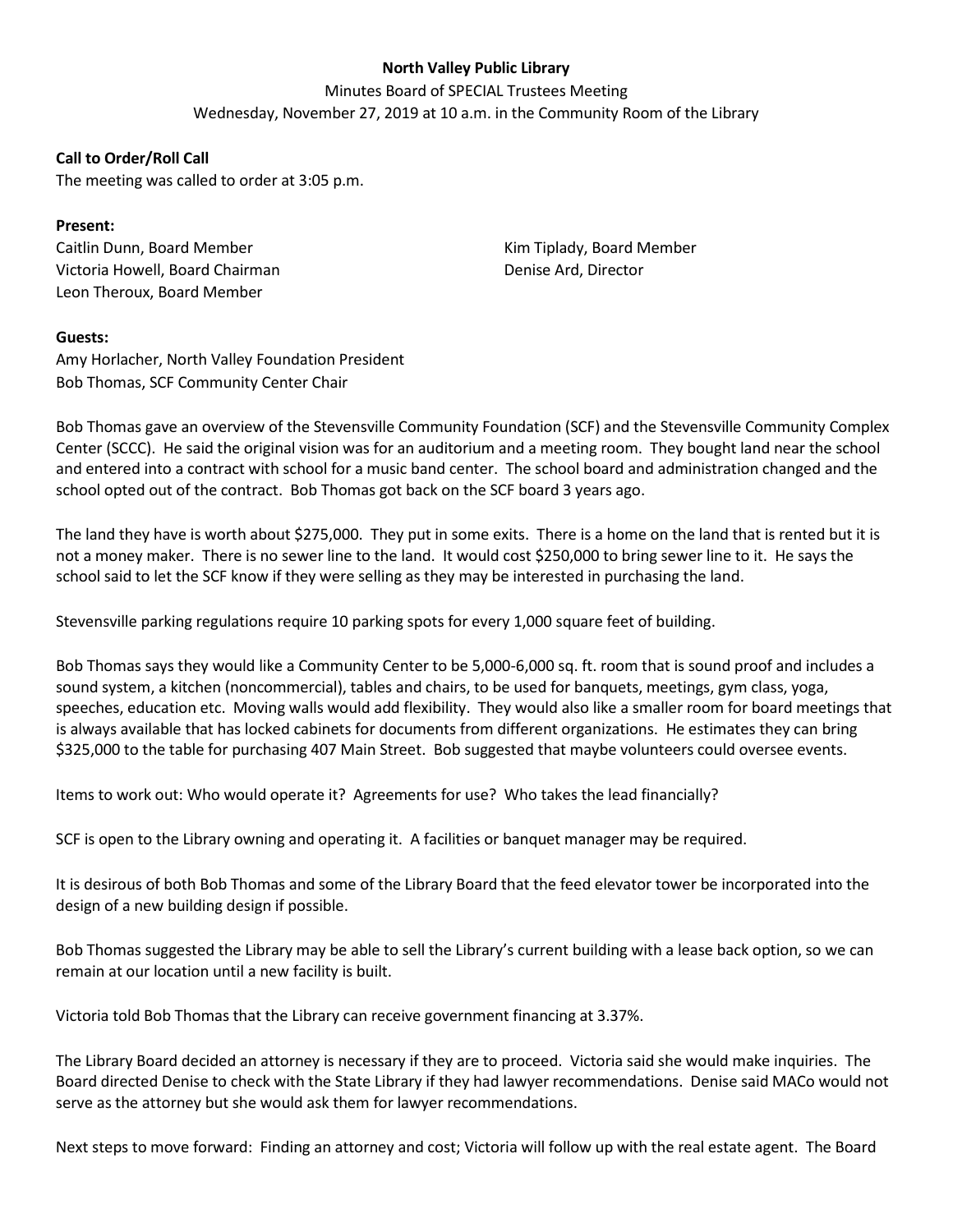**North Valley Public Library**

Minutes Board of SPECIAL Trustees Meeting

Wednesday, November 27, 2019 at 10 a.m. in the Community Room of the Library

**Call to Order/Roll Call**

The meeting was called to order at 3:05 p.m.

**Present:**

Caitlin Dunn, Board Member
Victoria Howell, Board Chairman
Leon Theroux, Board Member
Kim Tiplady, Board Member
Denise Ard, Director

**Guests:**

Amy Horlacher, North Valley Foundation President
Bob Thomas, SCF Community Center Chair

Bob Thomas gave an overview of the Stevensville Community Foundation (SCF) and the Stevensville Community Complex Center (SCCC). He said the original vision was for an auditorium and a meeting room. They bought land near the school and entered into a contract with school for a music band center. The school board and administration changed and the school opted out of the contract. Bob Thomas got back on the SCF board 3 years ago.

The land they have is worth about $275,000. They put in some exits. There is a home on the land that is rented but it is not a money maker. There is no sewer line to the land. It would cost $250,000 to bring sewer line to it. He says the school said to let the SCF know if they were selling as they may be interested in purchasing the land.

Stevensville parking regulations require 10 parking spots for every 1,000 square feet of building.

Bob Thomas says they would like a Community Center to be 5,000-6,000 sq. ft. room that is sound proof and includes a sound system, a kitchen (noncommercial), tables and chairs, to be used for banquets, meetings, gym class, yoga, speeches, education etc. Moving walls would add flexibility. They would also like a smaller room for board meetings that is always available that has locked cabinets for documents from different organizations. He estimates they can bring $325,000 to the table for purchasing 407 Main Street. Bob suggested that maybe volunteers could oversee events.

Items to work out: Who would operate it? Agreements for use? Who takes the lead financially?

SCF is open to the Library owning and operating it. A facilities or banquet manager may be required.

It is desirous of both Bob Thomas and some of the Library Board that the feed elevator tower be incorporated into the design of a new building design if possible.

Bob Thomas suggested the Library may be able to sell the Library's current building with a lease back option, so we can remain at our location until a new facility is built.

Victoria told Bob Thomas that the Library can receive government financing at 3.37%.

The Library Board decided an attorney is necessary if they are to proceed. Victoria said she would make inquiries. The Board directed Denise to check with the State Library if they had lawyer recommendations. Denise said MACo would not serve as the attorney but she would ask them for lawyer recommendations.

Next steps to move forward: Finding an attorney and cost; Victoria will follow up with the real estate agent. The Board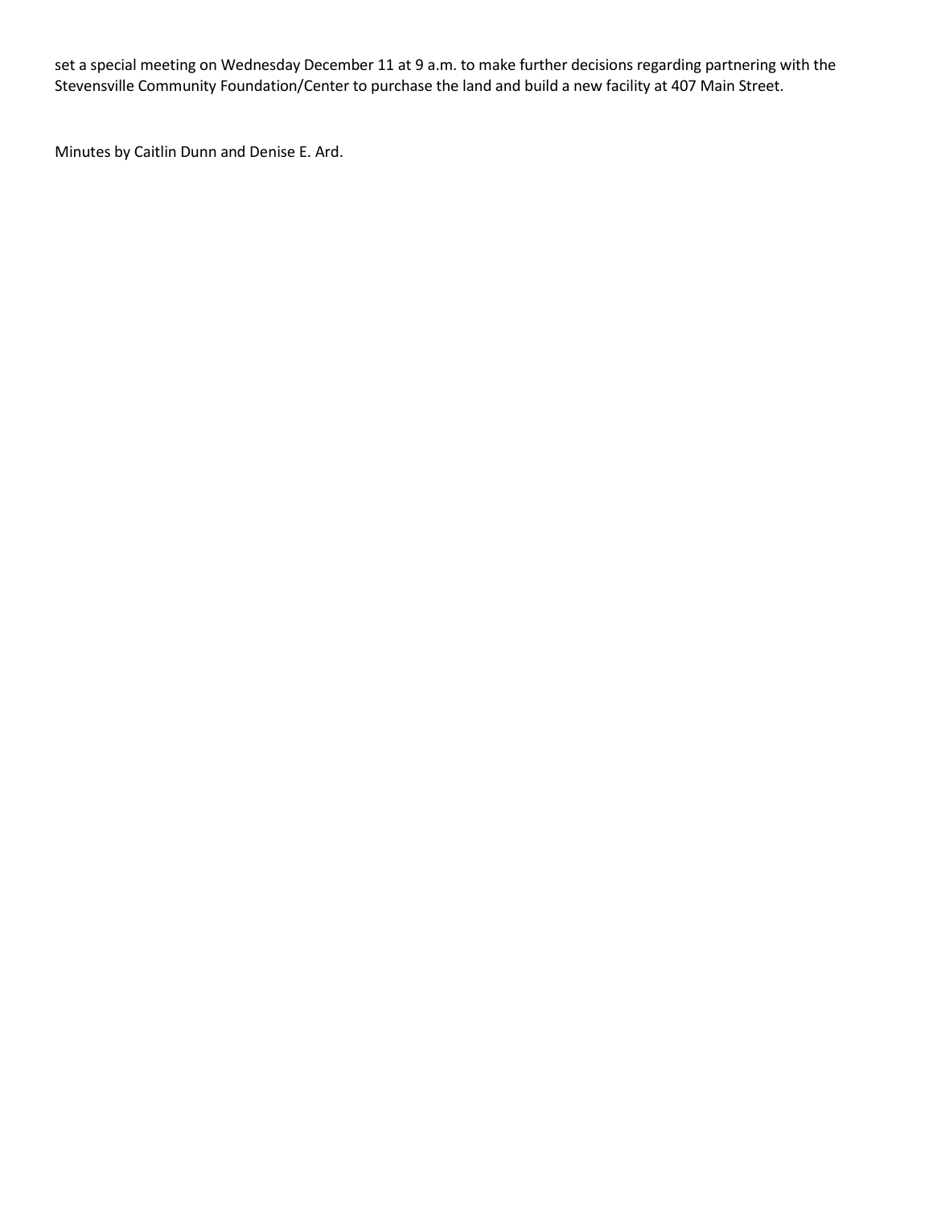set a special meeting on Wednesday December 11 at 9 a.m. to make further decisions regarding partnering with the Stevensville Community Foundation/Center to purchase the land and build a new facility at 407 Main Street.

Minutes by Caitlin Dunn and Denise E. Ard.